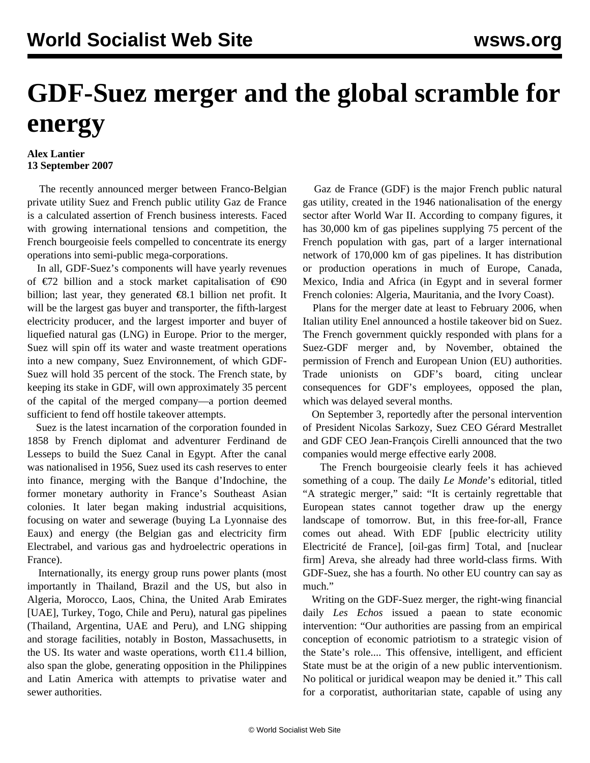# GDF-Suez merger and the global scramble for energy

**Alex Lantier**
**13 September 2007**

The recently announced merger between Franco-Belgian private utility Suez and French public utility Gaz de France is a calculated assertion of French business interests. Faced with growing international tensions and competition, the French bourgeoisie feels compelled to concentrate its energy operations into semi-public mega-corporations.

In all, GDF-Suez's components will have yearly revenues of €72 billion and a stock market capitalisation of €90 billion; last year, they generated €8.1 billion net profit. It will be the largest gas buyer and transporter, the fifth-largest electricity producer, and the largest importer and buyer of liquefied natural gas (LNG) in Europe. Prior to the merger, Suez will spin off its water and waste treatment operations into a new company, Suez Environnement, of which GDF-Suez will hold 35 percent of the stock. The French state, by keeping its stake in GDF, will own approximately 35 percent of the capital of the merged company—a portion deemed sufficient to fend off hostile takeover attempts.

Suez is the latest incarnation of the corporation founded in 1858 by French diplomat and adventurer Ferdinand de Lesseps to build the Suez Canal in Egypt. After the canal was nationalised in 1956, Suez used its cash reserves to enter into finance, merging with the Banque d'Indochine, the former monetary authority in France's Southeast Asian colonies. It later began making industrial acquisitions, focusing on water and sewerage (buying La Lyonnaise des Eaux) and energy (the Belgian gas and electricity firm Electrabel, and various gas and hydroelectric operations in France).

Internationally, its energy group runs power plants (most importantly in Thailand, Brazil and the US, but also in Algeria, Morocco, Laos, China, the United Arab Emirates [UAE], Turkey, Togo, Chile and Peru), natural gas pipelines (Thailand, Argentina, UAE and Peru), and LNG shipping and storage facilities, notably in Boston, Massachusetts, in the US. Its water and waste operations, worth €11.4 billion, also span the globe, generating opposition in the Philippines and Latin America with attempts to privatise water and sewer authorities.

Gaz de France (GDF) is the major French public natural gas utility, created in the 1946 nationalisation of the energy sector after World War II. According to company figures, it has 30,000 km of gas pipelines supplying 75 percent of the French population with gas, part of a larger international network of 170,000 km of gas pipelines. It has distribution or production operations in much of Europe, Canada, Mexico, India and Africa (in Egypt and in several former French colonies: Algeria, Mauritania, and the Ivory Coast).

Plans for the merger date at least to February 2006, when Italian utility Enel announced a hostile takeover bid on Suez. The French government quickly responded with plans for a Suez-GDF merger and, by November, obtained the permission of French and European Union (EU) authorities. Trade unionists on GDF's board, citing unclear consequences for GDF's employees, opposed the plan, which was delayed several months.

On September 3, reportedly after the personal intervention of President Nicolas Sarkozy, Suez CEO Gérard Mestrallet and GDF CEO Jean-François Cirelli announced that the two companies would merge effective early 2008.

The French bourgeoisie clearly feels it has achieved something of a coup. The daily *Le Monde*'s editorial, titled "A strategic merger," said: "It is certainly regrettable that European states cannot together draw up the energy landscape of tomorrow. But, in this free-for-all, France comes out ahead. With EDF [public electricity utility Electricité de France], [oil-gas firm] Total, and [nuclear firm] Areva, she already had three world-class firms. With GDF-Suez, she has a fourth. No other EU country can say as much."

Writing on the GDF-Suez merger, the right-wing financial daily *Les Echos* issued a paean to state economic intervention: "Our authorities are passing from an empirical conception of economic patriotism to a strategic vision of the State's role.... This offensive, intelligent, and efficient State must be at the origin of a new public interventionism. No political or juridical weapon may be denied it." This call for a corporatist, authoritarian state, capable of using any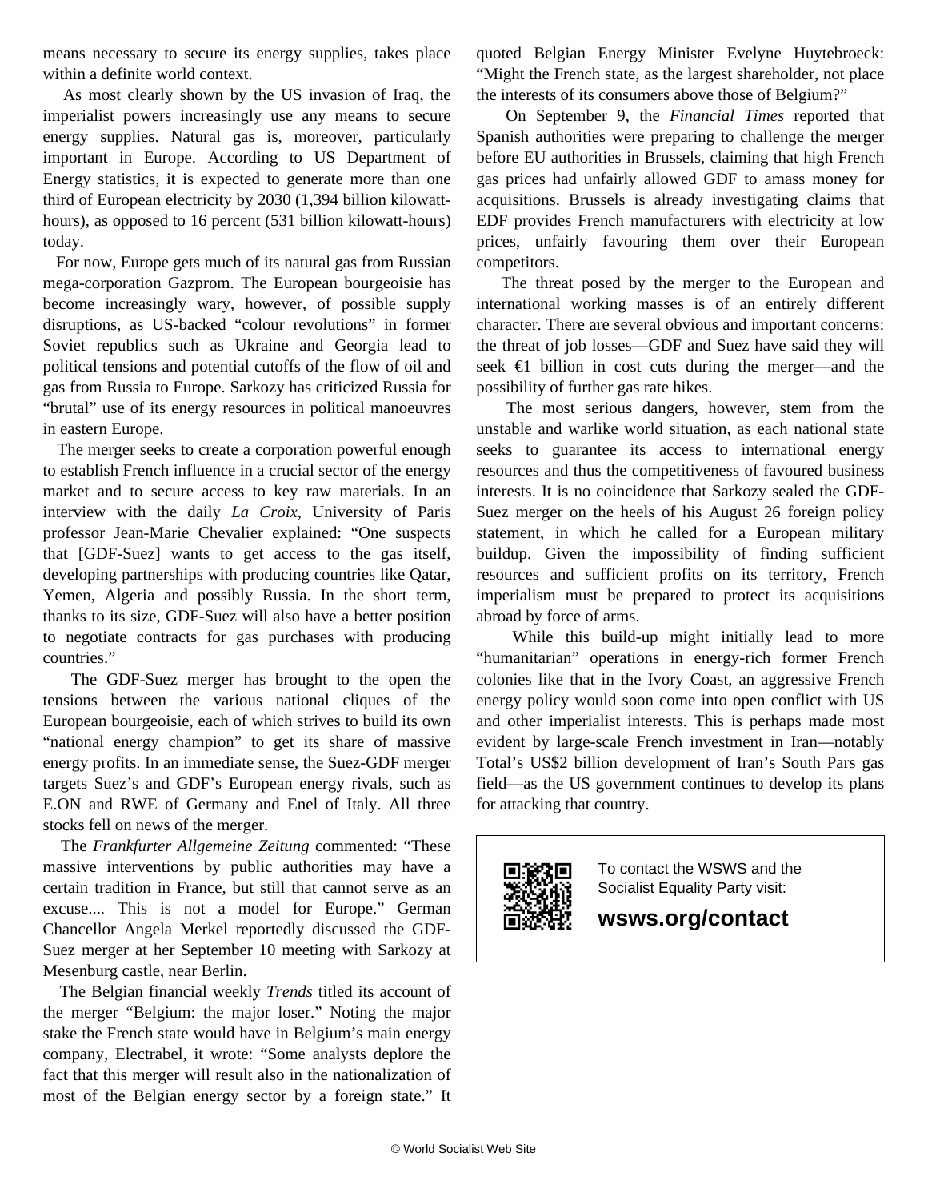means necessary to secure its energy supplies, takes place within a definite world context.

As most clearly shown by the US invasion of Iraq, the imperialist powers increasingly use any means to secure energy supplies. Natural gas is, moreover, particularly important in Europe. According to US Department of Energy statistics, it is expected to generate more than one third of European electricity by 2030 (1,394 billion kilowatt-hours), as opposed to 16 percent (531 billion kilowatt-hours) today.

For now, Europe gets much of its natural gas from Russian mega-corporation Gazprom. The European bourgeoisie has become increasingly wary, however, of possible supply disruptions, as US-backed "colour revolutions" in former Soviet republics such as Ukraine and Georgia lead to political tensions and potential cutoffs of the flow of oil and gas from Russia to Europe. Sarkozy has criticized Russia for "brutal" use of its energy resources in political manoeuvres in eastern Europe.

The merger seeks to create a corporation powerful enough to establish French influence in a crucial sector of the energy market and to secure access to key raw materials. In an interview with the daily *La Croix*, University of Paris professor Jean-Marie Chevalier explained: "One suspects that [GDF-Suez] wants to get access to the gas itself, developing partnerships with producing countries like Qatar, Yemen, Algeria and possibly Russia. In the short term, thanks to its size, GDF-Suez will also have a better position to negotiate contracts for gas purchases with producing countries."

The GDF-Suez merger has brought to the open the tensions between the various national cliques of the European bourgeoisie, each of which strives to build its own "national energy champion" to get its share of massive energy profits. In an immediate sense, the Suez-GDF merger targets Suez's and GDF's European energy rivals, such as E.ON and RWE of Germany and Enel of Italy. All three stocks fell on news of the merger.

The *Frankfurter Allgemeine Zeitung* commented: "These massive interventions by public authorities may have a certain tradition in France, but still that cannot serve as an excuse.... This is not a model for Europe." German Chancellor Angela Merkel reportedly discussed the GDF-Suez merger at her September 10 meeting with Sarkozy at Mesenburg castle, near Berlin.

The Belgian financial weekly *Trends* titled its account of the merger "Belgium: the major loser." Noting the major stake the French state would have in Belgium's main energy company, Electrabel, it wrote: "Some analysts deplore the fact that this merger will result also in the nationalization of most of the Belgian energy sector by a foreign state." It quoted Belgian Energy Minister Evelyne Huytebroeck: "Might the French state, as the largest shareholder, not place the interests of its consumers above those of Belgium?"

On September 9, the *Financial Times* reported that Spanish authorities were preparing to challenge the merger before EU authorities in Brussels, claiming that high French gas prices had unfairly allowed GDF to amass money for acquisitions. Brussels is already investigating claims that EDF provides French manufacturers with electricity at low prices, unfairly favouring them over their European competitors.

The threat posed by the merger to the European and international working masses is of an entirely different character. There are several obvious and important concerns: the threat of job losses—GDF and Suez have said they will seek €1 billion in cost cuts during the merger—and the possibility of further gas rate hikes.

The most serious dangers, however, stem from the unstable and warlike world situation, as each national state seeks to guarantee its access to international energy resources and thus the competitiveness of favoured business interests. It is no coincidence that Sarkozy sealed the GDF-Suez merger on the heels of his August 26 foreign policy statement, in which he called for a European military buildup. Given the impossibility of finding sufficient resources and sufficient profits on its territory, French imperialism must be prepared to protect its acquisitions abroad by force of arms.

While this build-up might initially lead to more "humanitarian" operations in energy-rich former French colonies like that in the Ivory Coast, an aggressive French energy policy would soon come into open conflict with US and other imperialist interests. This is perhaps made most evident by large-scale French investment in Iran—notably Total's US$2 billion development of Iran's South Pars gas field—as the US government continues to develop its plans for attacking that country.

To contact the WSWS and the Socialist Equality Party visit:

**wsws.org/contact**